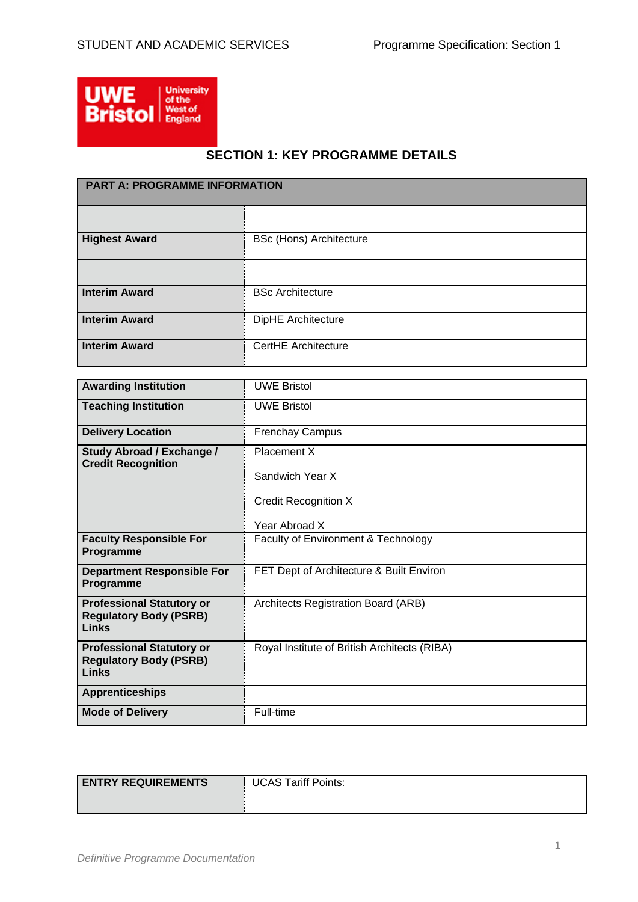## SECTION 1: KEY PROGRAMME DETAILS

| PART A: PROGRAMME INFORMATION | |
|---|---|
| | |
| **Highest Award** | BSc (Hons) Architecture |
| | |
| **Interim Award** | BSc Architecture |
| **Interim Award** | DipHE Architecture |
| **Interim Award** | CertHE Architecture |

| | |
|---|---|
| **Awarding Institution** | UWE Bristol |
| **Teaching Institution** | UWE Bristol |
| **Delivery Location** | Frenchay Campus |
| **Study Abroad / Exchange / Credit Recognition** | Placement X<br><br>Sandwich Year X<br><br>Credit Recognition X<br><br>Year Abroad X |
| **Faculty Responsible For Programme** | Faculty of Environment & Technology |
| **Department Responsible For Programme** | FET Dept of Architecture & Built Environ |
| **Professional Statutory or Regulatory Body (PSRB) Links** | Architects Registration Board (ARB) |
| **Professional Statutory or Regulatory Body (PSRB) Links** | Royal Institute of British Architects (RIBA) |
| **Apprenticeships** | |
| **Mode of Delivery** | Full-time |

| | |
|---|---|
| **ENTRY REQUIREMENTS** | UCAS Tariff Points: |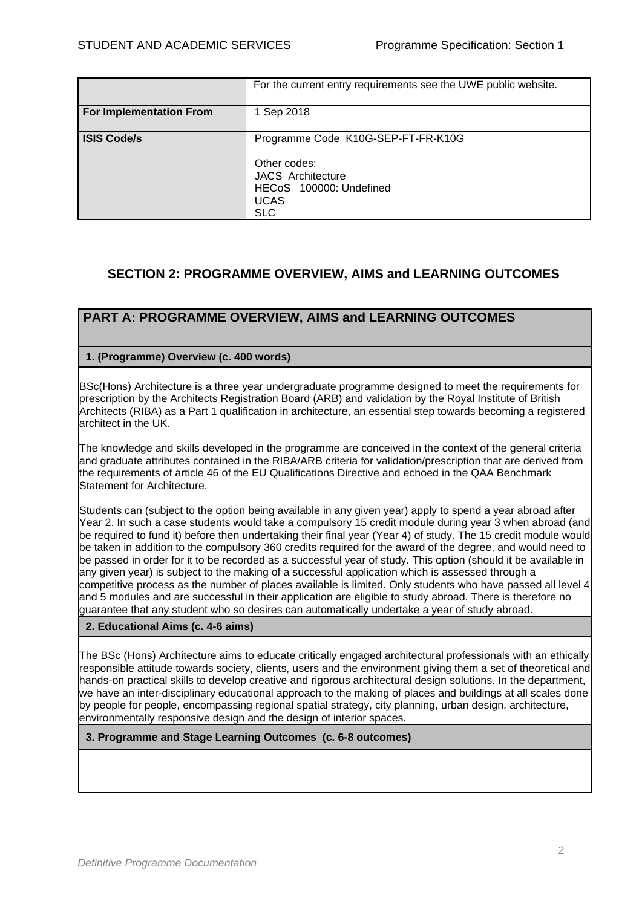| | |
|---|---|
| | For the current entry requirements see the UWE public website. |
| **For Implementation From** | 1 Sep 2018 |
| **ISIS Code/s** | Programme Code K10G-SEP-FT-FR-K10G<br><br>Other codes:<br>JACS Architecture<br>HECoS 100000: Undefined<br>UCAS<br>SLC |

## SECTION 2: PROGRAMME OVERVIEW, AIMS and LEARNING OUTCOMES

### PART A: PROGRAMME OVERVIEW, AIMS and LEARNING OUTCOMES

**1. (Programme) Overview (c. 400 words)**

BSc(Hons) Architecture is a three year undergraduate programme designed to meet the requirements for prescription by the Architects Registration Board (ARB) and validation by the Royal Institute of British Architects (RIBA) as a Part 1 qualification in architecture, an essential step towards becoming a registered architect in the UK.

The knowledge and skills developed in the programme are conceived in the context of the general criteria and graduate attributes contained in the RIBA/ARB criteria for validation/prescription that are derived from the requirements of article 46 of the EU Qualifications Directive and echoed in the QAA Benchmark Statement for Architecture.

Students can (subject to the option being available in any given year) apply to spend a year abroad after Year 2. In such a case students would take a compulsory 15 credit module during year 3 when abroad (and be required to fund it) before then undertaking their final year (Year 4) of study. The 15 credit module would be taken in addition to the compulsory 360 credits required for the award of the degree, and would need to be passed in order for it to be recorded as a successful year of study. This option (should it be available in any given year) is subject to the making of a successful application which is assessed through a competitive process as the number of places available is limited. Only students who have passed all level 4 and 5 modules and are successful in their application are eligible to study abroad. There is therefore no guarantee that any student who so desires can automatically undertake a year of study abroad.

**2. Educational Aims (c. 4-6 aims)**

The BSc (Hons) Architecture aims to educate critically engaged architectural professionals with an ethically responsible attitude towards society, clients, users and the environment giving them a set of theoretical and hands-on practical skills to develop creative and rigorous architectural design solutions. In the department, we have an inter-disciplinary educational approach to the making of places and buildings at all scales done by people for people, encompassing regional spatial strategy, city planning, urban design, architecture, environmentally responsive design and the design of interior spaces.

**3. Programme and Stage Learning Outcomes (c. 6-8 outcomes)**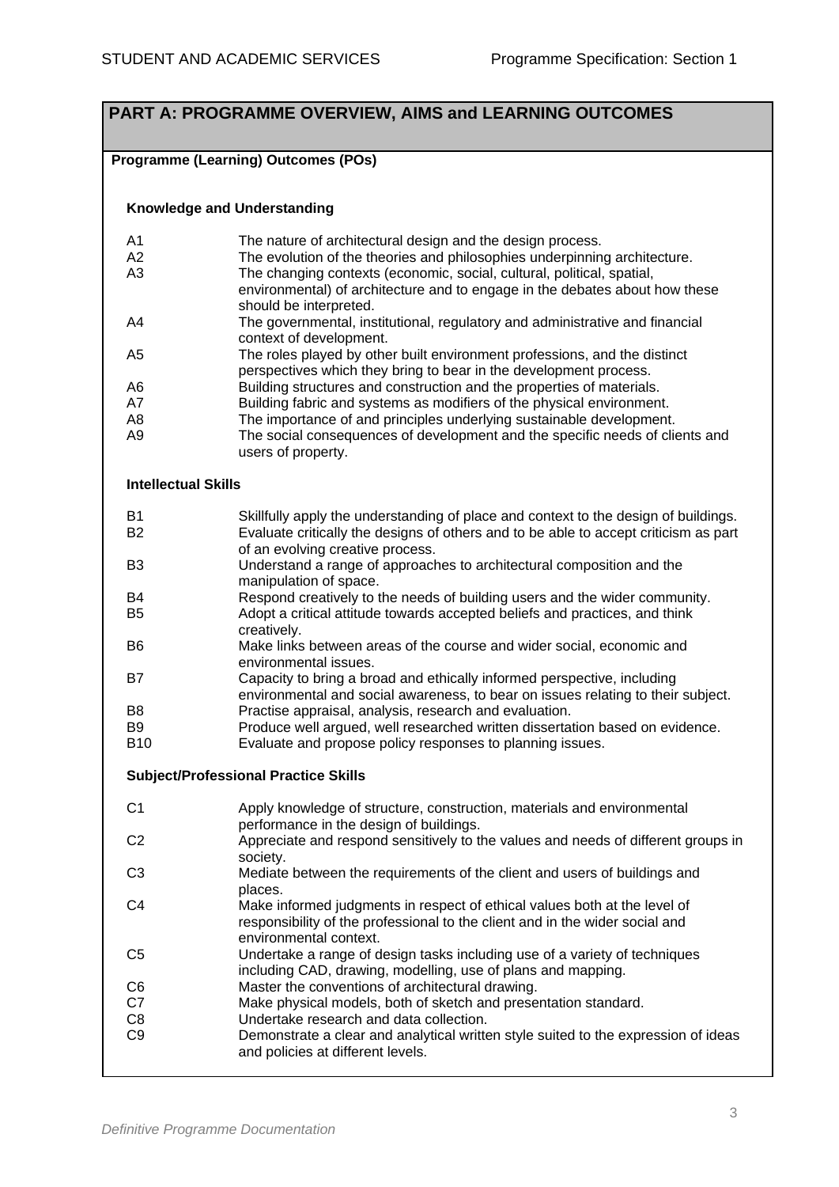## PART A: PROGRAMME OVERVIEW, AIMS and LEARNING OUTCOMES

### Programme (Learning) Outcomes (POs)

#### Knowledge and Understanding

| | |
|---|---|
| A1 | The nature of architectural design and the design process. |
| A2 | The evolution of the theories and philosophies underpinning architecture. |
| A3 | The changing contexts (economic, social, cultural, political, spatial, environmental) of architecture and to engage in the debates about how these should be interpreted. |
| A4 | The governmental, institutional, regulatory and administrative and financial context of development. |
| A5 | The roles played by other built environment professions, and the distinct perspectives which they bring to bear in the development process. |
| A6 | Building structures and construction and the properties of materials. |
| A7 | Building fabric and systems as modifiers of the physical environment. |
| A8 | The importance of and principles underlying sustainable development. |
| A9 | The social consequences of development and the specific needs of clients and users of property. |

#### Intellectual Skills

| | |
|---|---|
| B1 | Skillfully apply the understanding of place and context to the design of buildings. |
| B2 | Evaluate critically the designs of others and to be able to accept criticism as part of an evolving creative process. |
| B3 | Understand a range of approaches to architectural composition and the manipulation of space. |
| B4 | Respond creatively to the needs of building users and the wider community. |
| B5 | Adopt a critical attitude towards accepted beliefs and practices, and think creatively. |
| B6 | Make links between areas of the course and wider social, economic and environmental issues. |
| B7 | Capacity to bring a broad and ethically informed perspective, including environmental and social awareness, to bear on issues relating to their subject. |
| B8 | Practise appraisal, analysis, research and evaluation. |
| B9 | Produce well argued, well researched written dissertation based on evidence. |
| B10 | Evaluate and propose policy responses to planning issues. |

#### Subject/Professional Practice Skills

| | |
|---|---|
| C1 | Apply knowledge of structure, construction, materials and environmental performance in the design of buildings. |
| C2 | Appreciate and respond sensitively to the values and needs of different groups in society. |
| C3 | Mediate between the requirements of the client and users of buildings and places. |
| C4 | Make informed judgments in respect of ethical values both at the level of responsibility of the professional to the client and in the wider social and environmental context. |
| C5 | Undertake a range of design tasks including use of a variety of techniques including CAD, drawing, modelling, use of plans and mapping. |
| C6 | Master the conventions of architectural drawing. |
| C7 | Make physical models, both of sketch and presentation standard. |
| C8 | Undertake research and data collection. |
| C9 | Demonstrate a clear and analytical written style suited to the expression of ideas and policies at different levels. |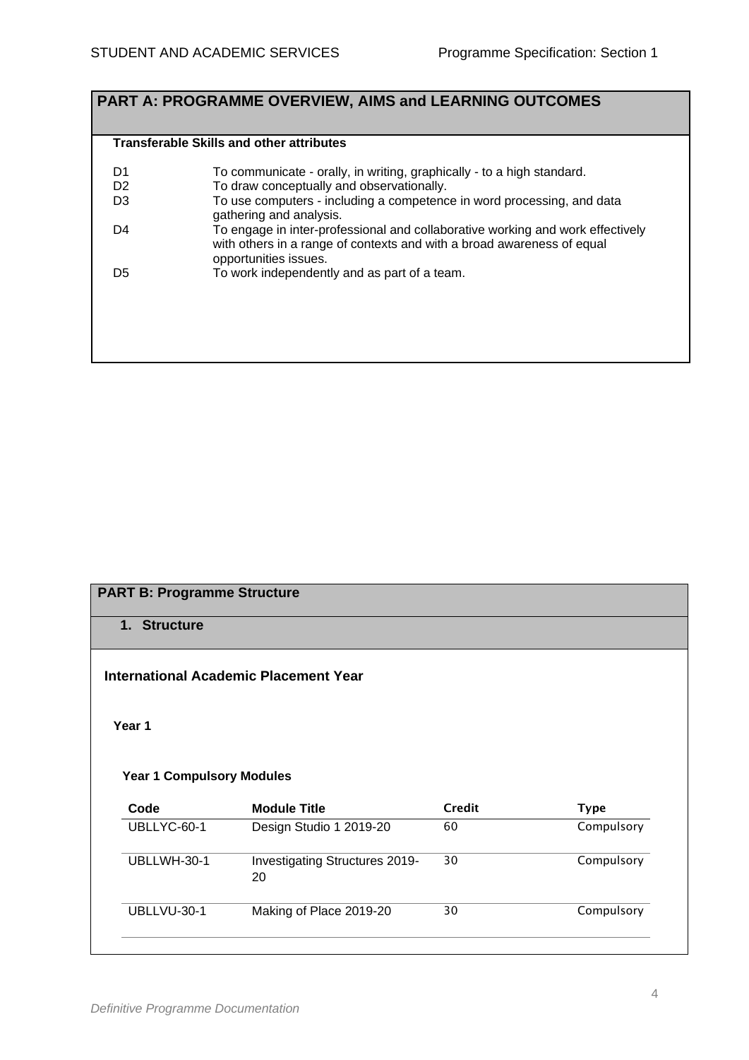## PART A: PROGRAMME OVERVIEW, AIMS and LEARNING OUTCOMES

**Transferable Skills and other attributes**

| | |
|---|---|
| D1 | To communicate - orally, in writing, graphically - to a high standard. |
| D2 | To draw conceptually and observationally. |
| D3 | To use computers - including a competence in word processing, and data gathering and analysis. |
| D4 | To engage in inter-professional and collaborative working and work effectively with others in a range of contexts and with a broad awareness of equal opportunities issues. |
| D5 | To work independently and as part of a team. |

## PART B: Programme Structure

### 1. Structure

**International Academic Placement Year**

**Year 1**

**Year 1 Compulsory Modules**

| Code | Module Title | Credit | Type |
|---|---|---|---|
| UBLLYC-60-1 | Design Studio 1 2019-20 | 60 | Compulsory |
| UBLLWH-30-1 | Investigating Structures 2019-20 | 30 | Compulsory |
| UBLLVU-30-1 | Making of Place 2019-20 | 30 | Compulsory |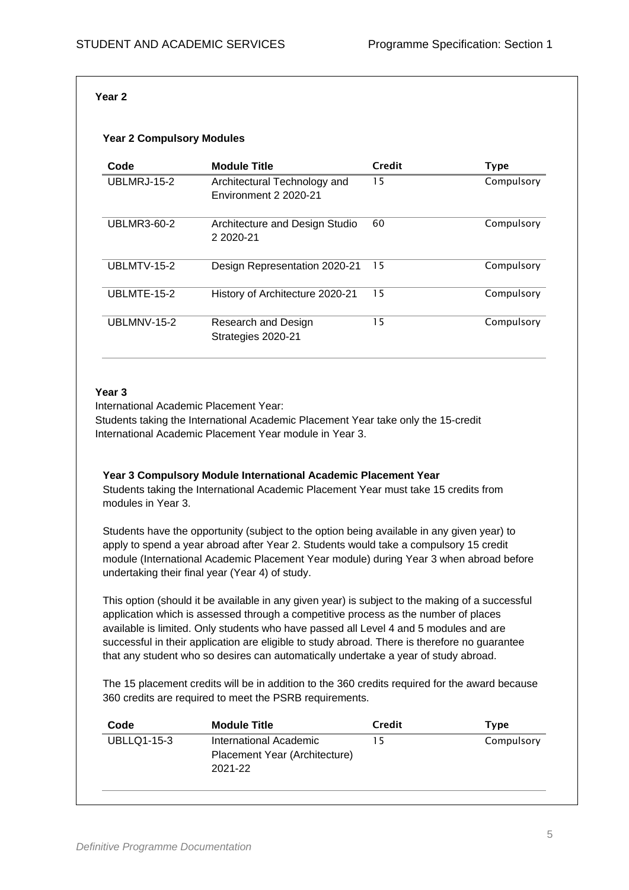**Year 2**

**Year 2 Compulsory Modules**

| Code | Module Title | Credit | Type |
|---|---|---|---|
| UBLMRJ-15-2 | Architectural Technology and Environment 2 2020-21 | 15 | Compulsory |
| UBLMR3-60-2 | Architecture and Design Studio 2 2020-21 | 60 | Compulsory |
| UBLMTV-15-2 | Design Representation 2020-21 | 15 | Compulsory |
| UBLMTE-15-2 | History of Architecture 2020-21 | 15 | Compulsory |
| UBLMNV-15-2 | Research and Design Strategies 2020-21 | 15 | Compulsory |

**Year 3**

International Academic Placement Year:
Students taking the International Academic Placement Year take only the 15-credit International Academic Placement Year module in Year 3.

**Year 3 Compulsory Module International Academic Placement Year**

Students taking the International Academic Placement Year must take 15 credits from modules in Year 3.

Students have the opportunity (subject to the option being available in any given year) to apply to spend a year abroad after Year 2. Students would take a compulsory 15 credit module (International Academic Placement Year module) during Year 3 when abroad before undertaking their final year (Year 4) of study.

This option (should it be available in any given year) is subject to the making of a successful application which is assessed through a competitive process as the number of places available is limited. Only students who have passed all Level 4 and 5 modules and are successful in their application are eligible to study abroad. There is therefore no guarantee that any student who so desires can automatically undertake a year of study abroad.

The 15 placement credits will be in addition to the 360 credits required for the award because 360 credits are required to meet the PSRB requirements.

| Code | Module Title | Credit | Type |
|---|---|---|---|
| UBLLQ1-15-3 | International Academic Placement Year (Architecture) 2021-22 | 15 | Compulsory |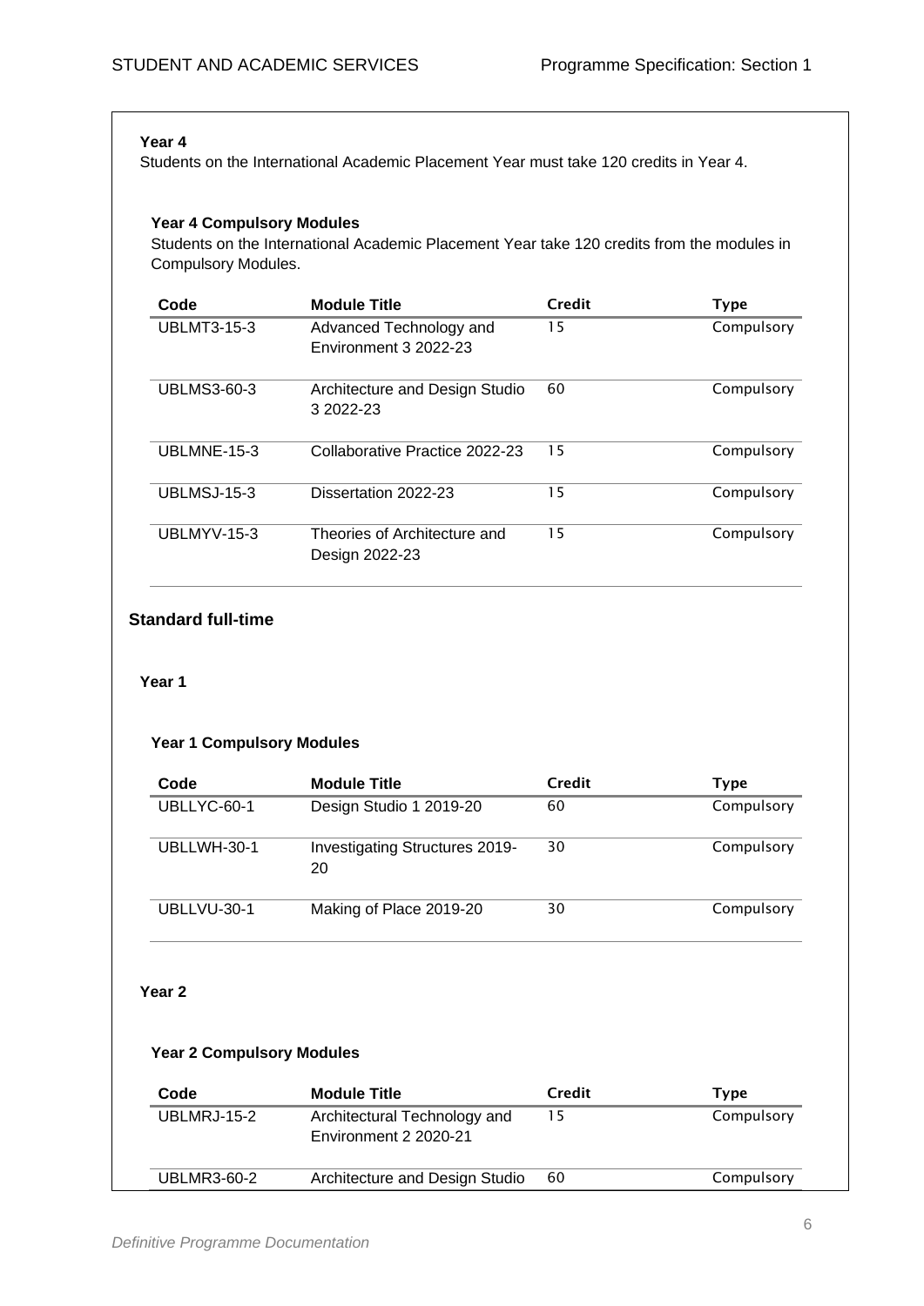### Year 4

Students on the International Academic Placement Year must take 120 credits in Year 4.

#### Year 4 Compulsory Modules

Students on the International Academic Placement Year take 120 credits from the modules in Compulsory Modules.

| Code | Module Title | Credit | Type |
|---|---|---|---|
| UBLMT3-15-3 | Advanced Technology and Environment 3 2022-23 | 15 | Compulsory |
| UBLMS3-60-3 | Architecture and Design Studio 3 2022-23 | 60 | Compulsory |
| UBLMNE-15-3 | Collaborative Practice 2022-23 | 15 | Compulsory |
| UBLMSJ-15-3 | Dissertation 2022-23 | 15 | Compulsory |
| UBLMYV-15-3 | Theories of Architecture and Design 2022-23 | 15 | Compulsory |

## Standard full-time

### Year 1

#### Year 1 Compulsory Modules

| Code | Module Title | Credit | Type |
|---|---|---|---|
| UBLLYC-60-1 | Design Studio 1 2019-20 | 60 | Compulsory |
| UBLLWH-30-1 | Investigating Structures 2019-20 | 30 | Compulsory |
| UBLLVU-30-1 | Making of Place 2019-20 | 30 | Compulsory |

### Year 2

#### Year 2 Compulsory Modules

| Code | Module Title | Credit | Type |
|---|---|---|---|
| UBLMRJ-15-2 | Architectural Technology and Environment 2 2020-21 | 15 | Compulsory |
| UBLMR3-60-2 | Architecture and Design Studio | 60 | Compulsory |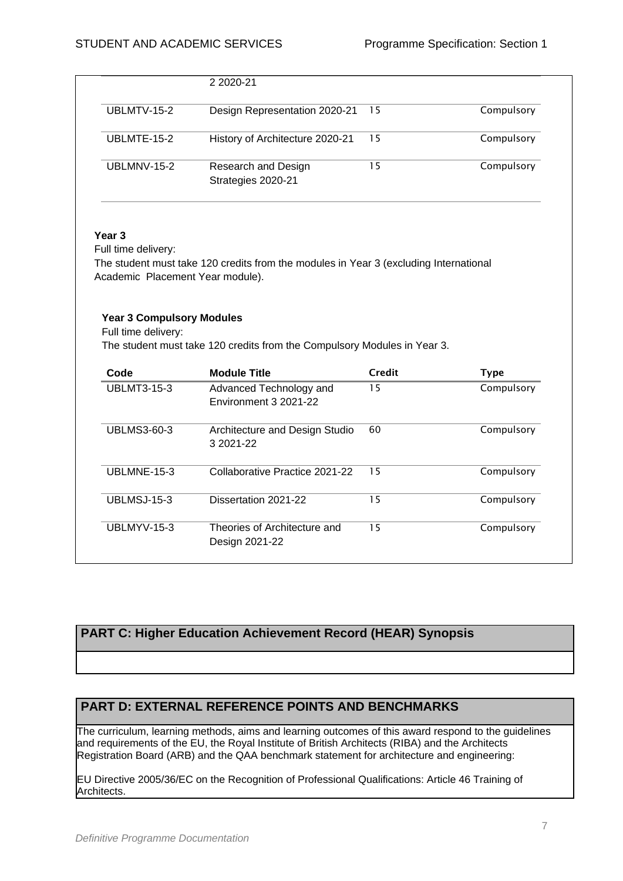| | 2 2020-21 | | |
|---|---|---|---|
| UBLMTV-15-2 | Design Representation 2020-21 | 15 | Compulsory |
| UBLMTE-15-2 | History of Architecture 2020-21 | 15 | Compulsory |
| UBLMNV-15-2 | Research and Design Strategies 2020-21 | 15 | Compulsory |

**Year 3**

Full time delivery:

The student must take 120 credits from the modules in Year 3 (excluding International Academic Placement Year module).

**Year 3 Compulsory Modules**

Full time delivery:

The student must take 120 credits from the Compulsory Modules in Year 3.

| Code | Module Title | Credit | Type |
|---|---|---|---|
| UBLMT3-15-3 | Advanced Technology and Environment 3 2021-22 | 15 | Compulsory |
| UBLMS3-60-3 | Architecture and Design Studio 3 2021-22 | 60 | Compulsory |
| UBLMNE-15-3 | Collaborative Practice 2021-22 | 15 | Compulsory |
| UBLMSJ-15-3 | Dissertation 2021-22 | 15 | Compulsory |
| UBLMYV-15-3 | Theories of Architecture and Design 2021-22 | 15 | Compulsory |

## PART C: Higher Education Achievement Record (HEAR) Synopsis

## PART D: EXTERNAL REFERENCE POINTS AND BENCHMARKS

The curriculum, learning methods, aims and learning outcomes of this award respond to the guidelines and requirements of the EU, the Royal Institute of British Architects (RIBA) and the Architects Registration Board (ARB) and the QAA benchmark statement for architecture and engineering:

EU Directive 2005/36/EC on the Recognition of Professional Qualifications: Article 46 Training of Architects.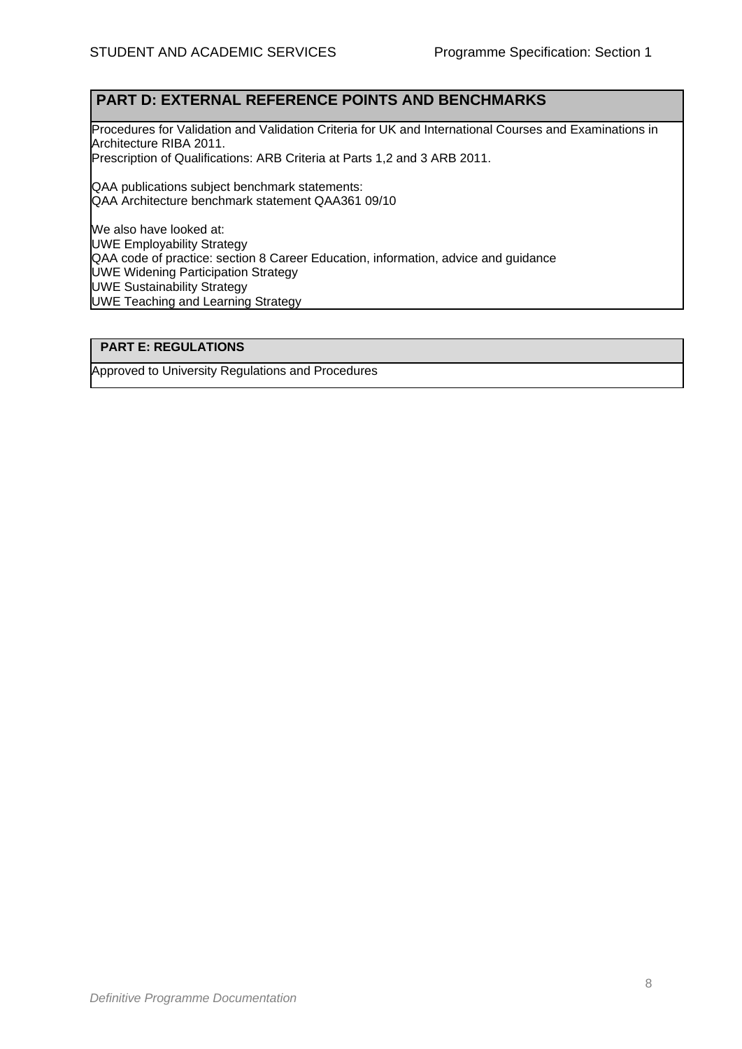## PART D: EXTERNAL REFERENCE POINTS AND BENCHMARKS

Procedures for Validation and Validation Criteria for UK and International Courses and Examinations in Architecture RIBA 2011.
Prescription of Qualifications: ARB Criteria at Parts 1,2 and 3 ARB 2011.

QAA publications subject benchmark statements:
QAA Architecture benchmark statement QAA361 09/10

We also have looked at:
UWE Employability Strategy
QAA code of practice: section 8 Career Education, information, advice and guidance
UWE Widening Participation Strategy
UWE Sustainability Strategy
UWE Teaching and Learning Strategy

## PART E: REGULATIONS

Approved to University Regulations and Procedures